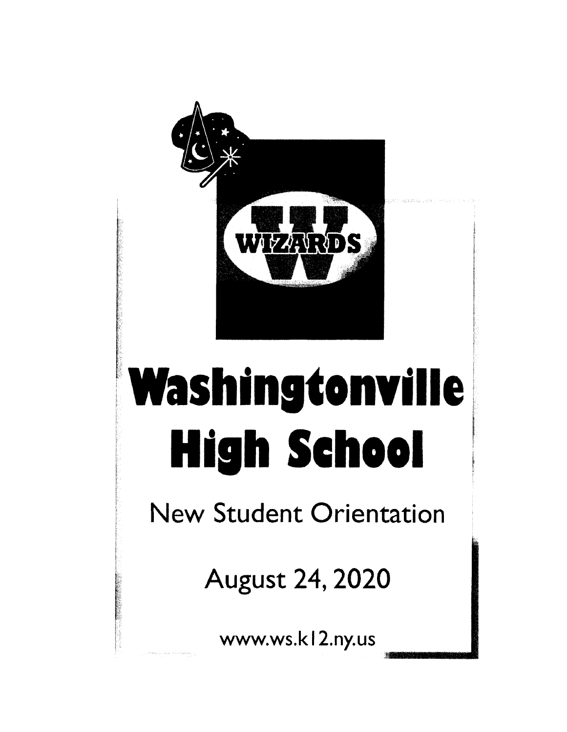WIZARDS

# Washingtonville High School

## New Student Orientation

August 24, 2020

www.ws.k12.ny.us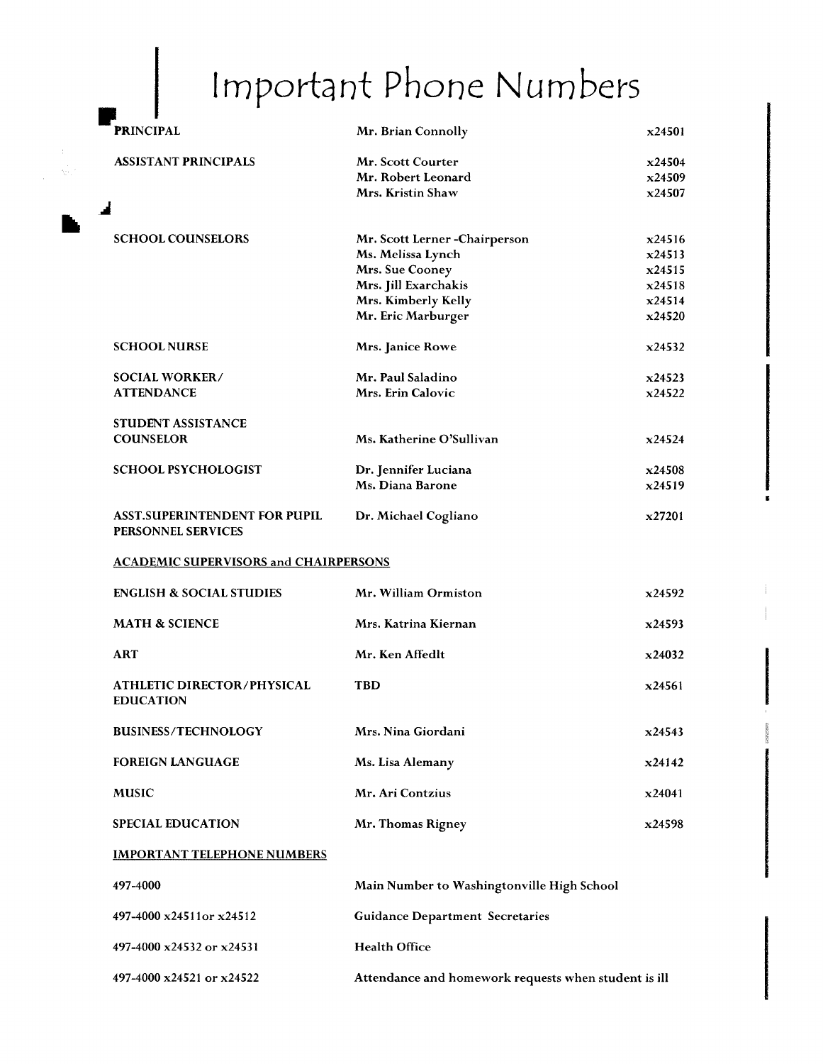# Important Phone Numbers

| | | |
|---|---|---|
| **PRINCIPAL** | Mr. Brian Connolly | x24501 |
| **ASSISTANT PRINCIPALS** | Mr. Scott Courter | x24504 |
| | Mr. Robert Leonard | x24509 |
| | Mrs. Kristin Shaw | x24507 |
| **SCHOOL COUNSELORS** | Mr. Scott Lerner -Chairperson | x24516 |
| | Ms. Melissa Lynch | x24513 |
| | Mrs. Sue Cooney | x24515 |
| | Mrs. Jill Exarchakis | x24518 |
| | Mrs. Kimberly Kelly | x24514 |
| | Mr. Eric Marburger | x24520 |
| **SCHOOL NURSE** | Mrs. Janice Rowe | x24532 |
| **SOCIAL WORKER/ ATTENDANCE** | Mr. Paul Saladino | x24523 |
| | Mrs. Erin Calovic | x24522 |
| **STUDENT ASSISTANCE COUNSELOR** | Ms. Katherine O'Sullivan | x24524 |
| **SCHOOL PSYCHOLOGIST** | Dr. Jennifer Luciana | x24508 |
| | Ms. Diana Barone | x24519 |
| **ASST.SUPERINTENDENT FOR PUPIL PERSONNEL SERVICES** | Dr. Michael Cogliano | x27201 |

**ACADEMIC SUPERVISORS and CHAIRPERSONS**

| | | |
|---|---|---|
| **ENGLISH & SOCIAL STUDIES** | Mr. William Ormiston | x24592 |
| **MATH & SCIENCE** | Mrs. Katrina Kiernan | x24593 |
| **ART** | Mr. Ken Affedlt | x24032 |
| **ATHLETIC DIRECTOR/PHYSICAL EDUCATION** | TBD | x24561 |
| **BUSINESS/TECHNOLOGY** | Mrs. Nina Giordani | x24543 |
| **FOREIGN LANGUAGE** | Ms. Lisa Alemany | x24142 |
| **MUSIC** | Mr. Ari Contzius | x24041 |
| **SPECIAL EDUCATION** | Mr. Thomas Rigney | x24598 |

**IMPORTANT TELEPHONE NUMBERS**

| | |
|---|---|
| 497-4000 | Main Number to Washingtonville High School |
| 497-4000 x24511or x24512 | Guidance Department Secretaries |
| 497-4000 x24532 or x24531 | Health Office |
| 497-4000 x24521 or x24522 | Attendance and homework requests when student is ill |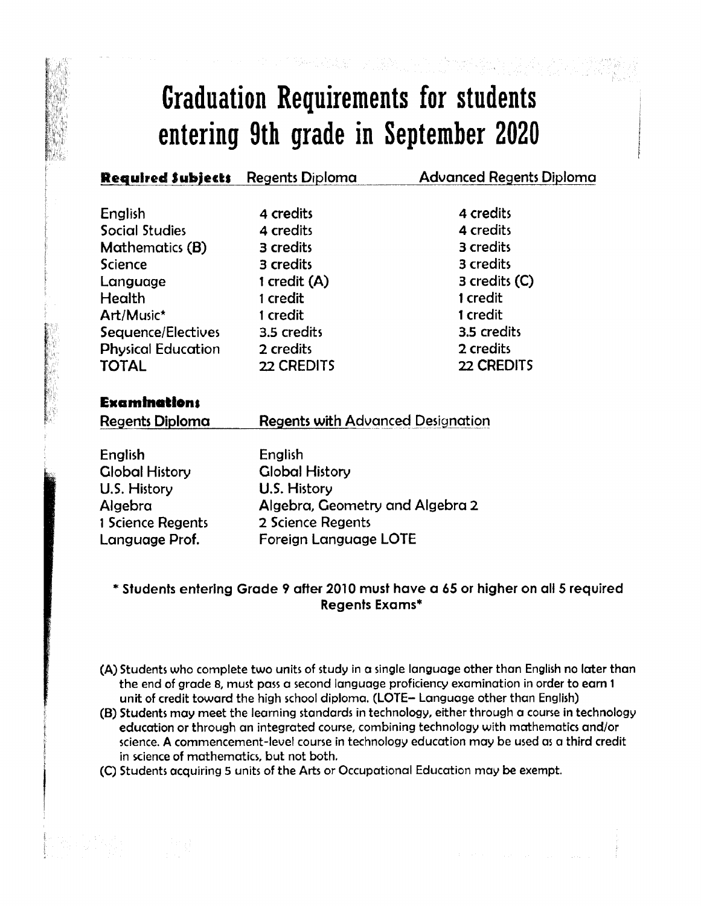# Graduation Requirements for students entering 9th grade in September 2020

| **Required Subjects** | Regents Diploma | Advanced Regents Diploma |
| --- | --- | --- |
| English | 4 credits | 4 credits |
| Social Studies | 4 credits | 4 credits |
| Mathematics (B) | 3 credits | 3 credits |
| Science | 3 credits | 3 credits |
| Language | 1 credit (A) | 3 credits (C) |
| Health | 1 credit | 1 credit |
| Art/Music* | 1 credit | 1 credit |
| Sequence/Electives | 3.5 credits | 3.5 credits |
| Physical Education | 2 credits | 2 credits |
| TOTAL | 22 CREDITS | 22 CREDITS |

**Examinations**

| Regents Diploma | Regents with Advanced Designation |
| --- | --- |
| English | English |
| Global History | Global History |
| U.S. History | U.S. History |
| Algebra | Algebra, Geometry and Algebra 2 |
| 1 Science Regents | 2 Science Regents |
| Language Prof. | Foreign Language LOTE |

**\* Students entering Grade 9 after 2010 must have a 65 or higher on all 5 required Regents Exams\***

(A) Students who complete two units of study in a single language other than English no later than the end of grade 8, must pass a second language proficiency examination in order to earn 1 unit of credit toward the high school diploma. (LOTE– Language other than English)

(B) Students may meet the learning standards in technology, either through a course in technology education or through an integrated course, combining technology with mathematics and/or science. A commencement-level course in technology education may be used as a third credit in science of mathematics, but not both.

(C) Students acquiring 5 units of the Arts or Occupational Education may be exempt.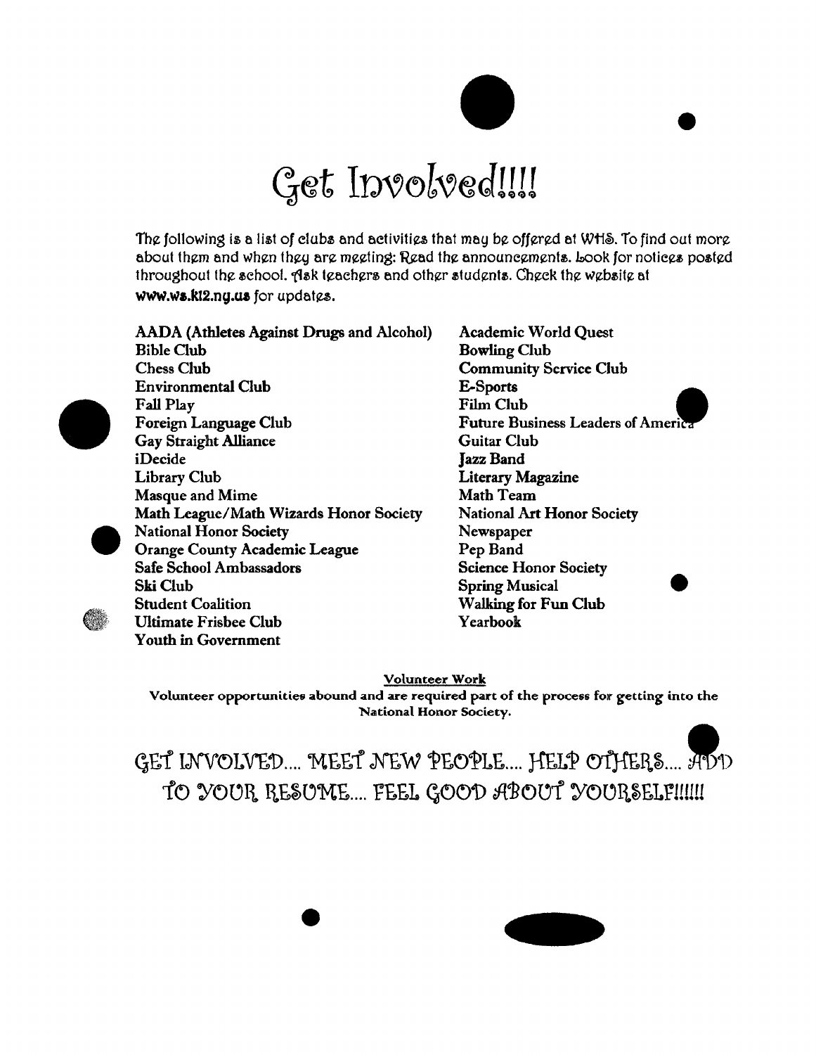# Get Involved!!!!

The following is a list of clubs and activities that may be offered at WHS. To find out more about them and when they are meeting: Read the announcements. Look for notices posted throughout the school. Ask teachers and other students. Check the website at **www.ws.k12.ny.us** for updates.

**AADA (Athletes Against Drugs and Alcohol)**
**Bible Club**
**Chess Club**
**Environmental Club**
**Fall Play**
**Foreign Language Club**
**Gay Straight Alliance**
**iDecide**
**Library Club**
**Masque and Mime**
**Math League/Math Wizards Honor Society**
**National Honor Society**
**Orange County Academic League**
**Safe School Ambassadors**
**Ski Club**
**Student Coalition**
**Ultimate Frisbee Club**
**Youth in Government**
**Academic World Quest**
**Bowling Club**
**Community Service Club**
**E-Sports**
**Film Club**
**Future Business Leaders of America**
**Guitar Club**
**Jazz Band**
**Literary Magazine**
**Math Team**
**National Art Honor Society**
**Newspaper**
**Pep Band**
**Science Honor Society**
**Spring Musical**
**Walking for Fun Club**
**Yearbook**

**Volunteer Work**

**Volunteer opportunities abound and are required part of the process for getting into the National Honor Society.**

GET INVOLVED.... MEET NEW PEOPLE.... HELP OTHERS.... ADD TO YOUR RESUME.... FEEL GOOD ABOUT YOURSELF!!!!!!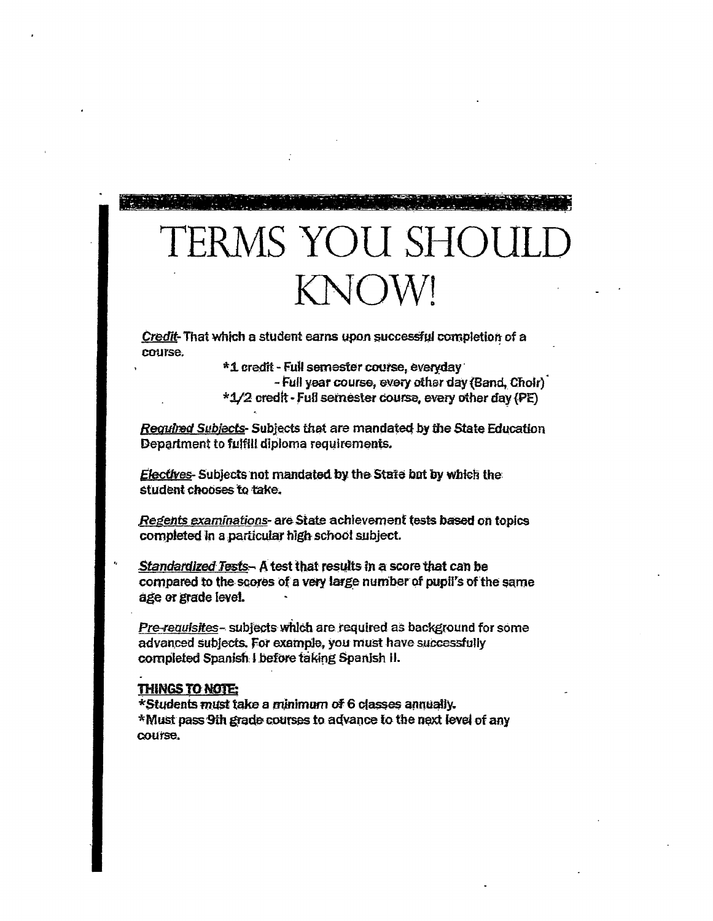# TERMS YOU SHOULD KNOW!

*Credit*- That which a student earns upon successful completion of a course.

- *1 credit - Full semester course, everyday
  - Full year course, every other day (Band, Choir)
- *1/2 credit - Full semester course, every other day (PE)

*Required Subjects*- Subjects that are mandated by the State Education Department to fulfill diploma requirements.

*Electives*- Subjects not mandated by the State but by which the student chooses to take.

*Regents examinations*- are State achievement tests based on topics completed in a particular high school subject.

*Standardized Tests*– A test that results in a score that can be compared to the scores of a very large number of pupil's of the same age or grade level.

*Pre-requisites*– subjects which are required as background for some advanced subjects. For example, you must have successfully completed Spanish I before taking Spanish II.

**THINGS TO NOTE:**

*Students *must* take a *minimum* of 6 classes annually.

*Must pass 9th grade courses to advance to the next level of any course.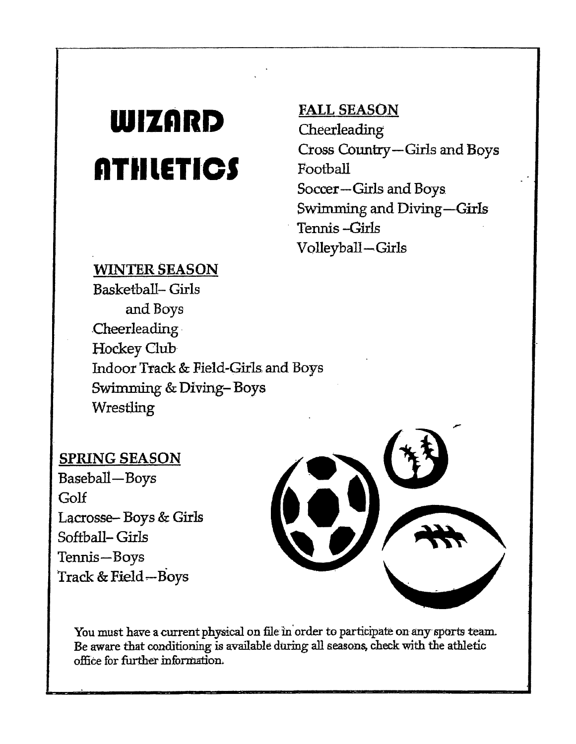# WIZARD ATHLETICS

## FALL SEASON

Cheerleading
Cross Country—Girls and Boys
Football
Soccer—Girls and Boys
Swimming and Diving—Girls
Tennis -Girls
Volleyball—Girls

## WINTER SEASON

Basketball- Girls and Boys
Cheerleading
Hockey Club
Indoor Track & Field-Girls and Boys
Swimming & Diving- Boys
Wrestling

## SPRING SEASON

Baseball—Boys
Golf
Lacrosse- Boys & Girls
Softball- Girls
Tennis—Boys
Track & Field—Boys

You must have a current physical on file in order to participate on any sports team. Be aware that conditioning is available during all seasons, check with the athletic office for further information.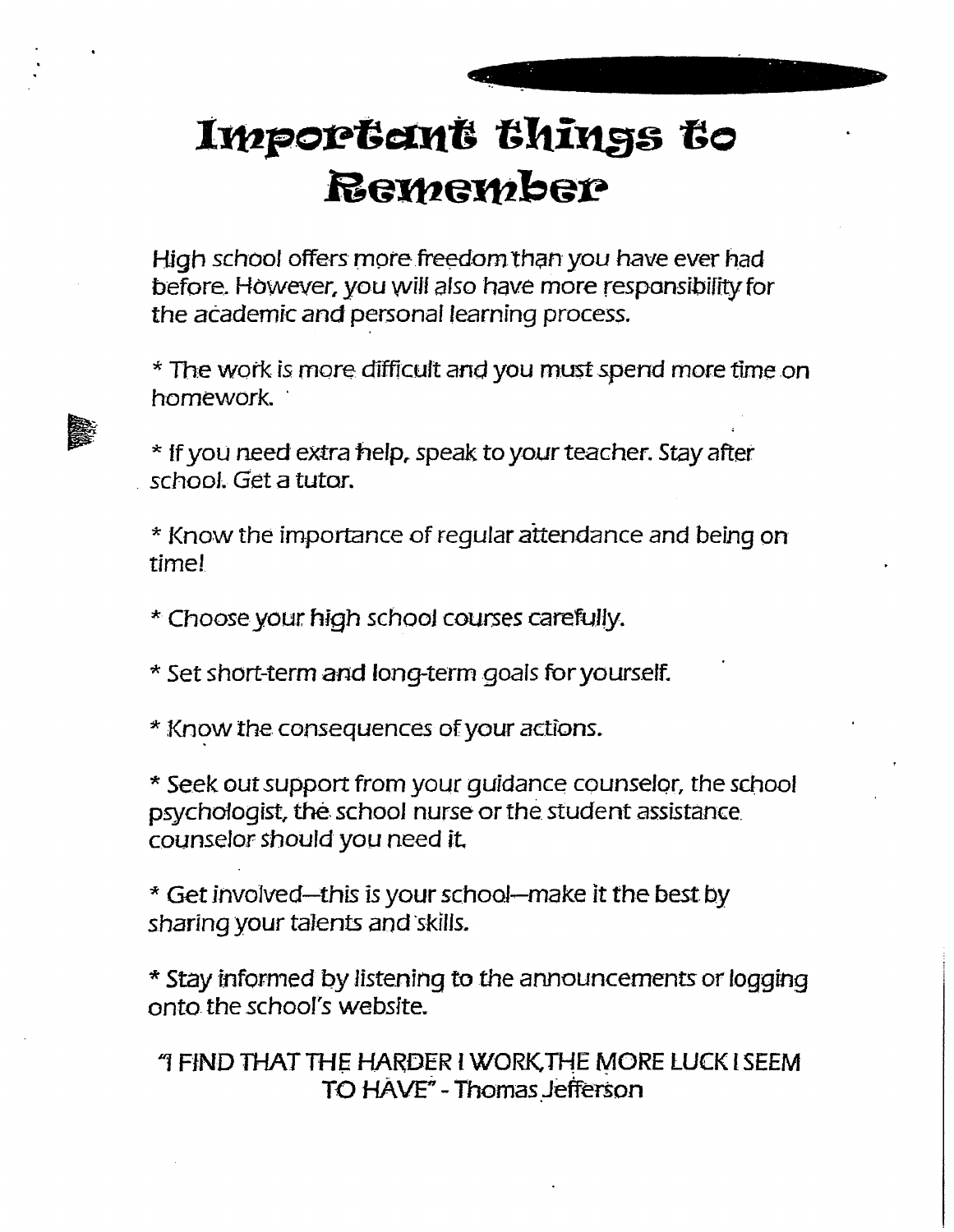# Important things to Remember

High school offers more freedom than you have ever had before. However, you will also have more responsibility for the academic and personal learning process.

* The work is more difficult and you must spend more time on homework.

* If you need extra help, speak to your teacher. Stay after school. Get a tutor.

* Know the importance of regular attendance and being on time!

* Choose your high school courses carefully.

* Set short-term and long-term goals for yourself.

* Know the consequences of your actions.

* Seek out support from your guidance counselor, the school psychologist, the school nurse or the student assistance counselor should you need it.

* Get involved—this is your school—make it the best by sharing your talents and skills.

* Stay informed by listening to the announcements or logging onto the school's website.

"I FIND THAT THE HARDER I WORK,THE MORE LUCK I SEEM TO HAVE" - Thomas Jefferson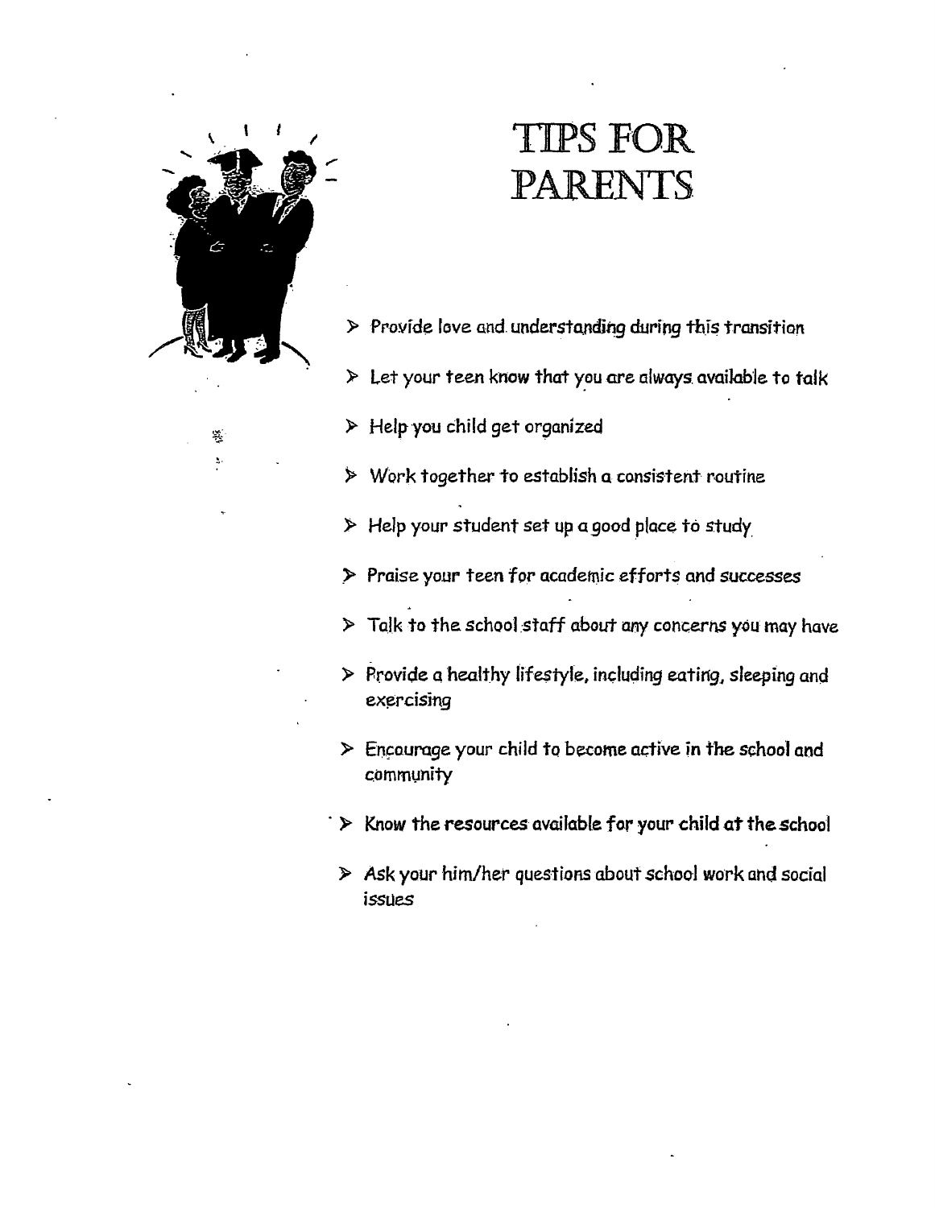# TIPS FOR PARENTS

- Provide love and understanding during this transition
- Let your teen know that you are always available to talk
- Help you child get organized
- Work together to establish a consistent routine
- Help your student set up a good place to study
- Praise your teen for academic efforts and successes
- Talk to the school staff about any concerns you may have
- Provide a healthy lifestyle, including eating, sleeping and exercising
- Encourage your child to become active in the school and community
- Know the resources available for your child at the school
- Ask your him/her questions about school work and social issues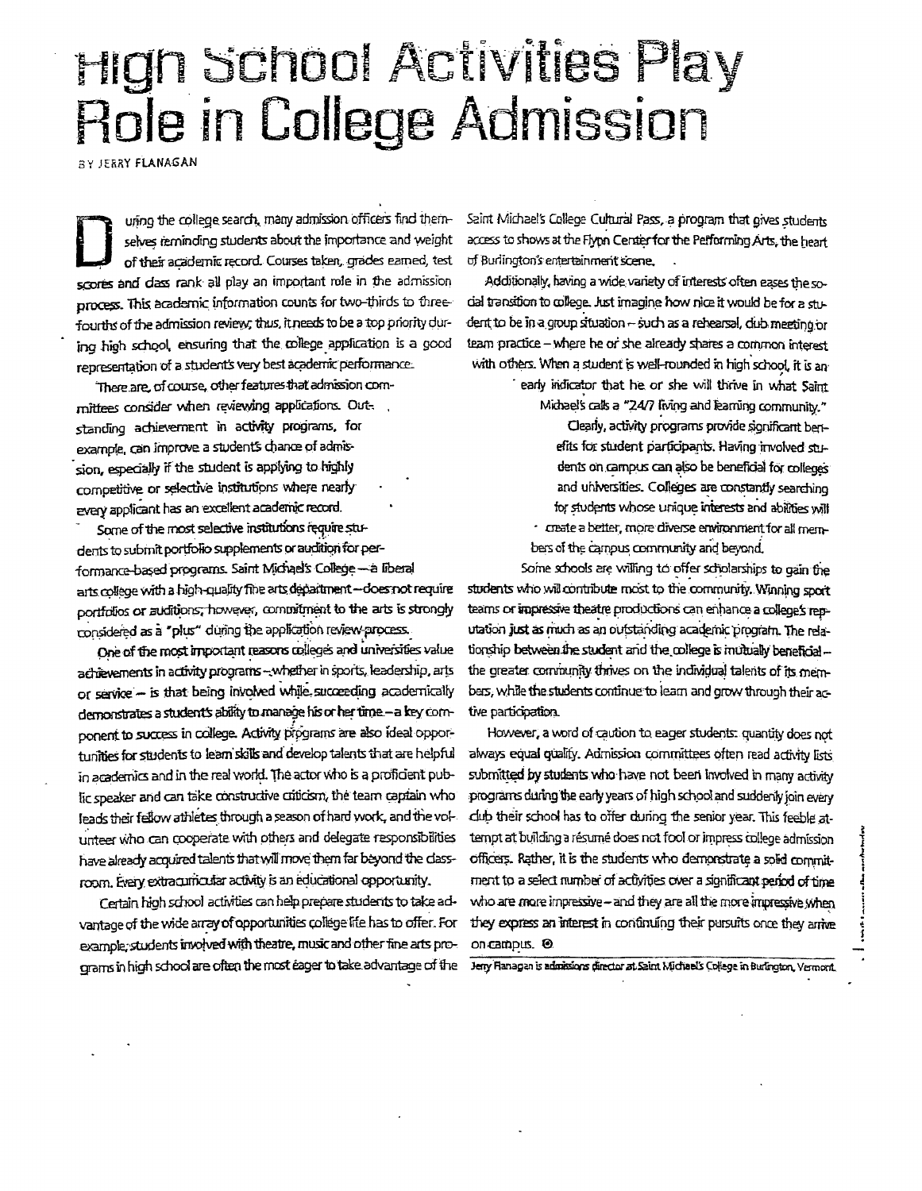# High School Activities Play Role in College Admission

BY JERRY FLANAGAN

During the college search, many admission officers find themselves reminding students about the importance and weight of their academic record. Courses taken, grades earned, test scores and class rank all play an important role in the admission process. This academic information counts for two-thirds to three-fourths of the admission review; thus, it needs to be a top priority during high school, ensuring that the college application is a good representation of a student's very best academic performance.

There are, of course, other features that admission committees consider when reviewing applications. Outstanding achievement in activity programs, for example, can improve a student's chance of admission, especially if the student is applying to highly competitive or selective institutions where nearly every applicant has an excellent academic record.

Some of the most selective institutions require students to submit portfolio supplements or audition for performance-based programs. Saint Michael's College – a liberal arts college with a high-quality fine arts department – does not require portfolios or auditions; however, commitment to the arts is strongly considered as a "plus" during the application review process.

One of the most important reasons colleges and universities value achievements in activity programs – whether in sports, leadership, arts or service – is that being involved while succeeding academically demonstrates a student's ability to manage his or her time – a key component to success in college. Activity programs are also ideal opportunities for students to learn skills and develop talents that are helpful in academics and in the real world. The actor who is a proficient public speaker and can take constructive criticism, the team captain who leads their fellow athletes through a season of hard work, and the volunteer who can cooperate with others and delegate responsibilities have already acquired talents that will move them far beyond the classroom. Every extracurricular activity is an educational opportunity.

Certain high school activities can help prepare students to take advantage of the wide array of opportunities college life has to offer. For example, students involved with theatre, music and other fine arts programs in high school are often the most eager to take advantage of the Saint Michael's College Cultural Pass, a program that gives students access to shows at the Flynn Center for the Performing Arts, the heart of Burlington's entertainment scene.

Additionally, having a wide variety of interests often eases the social transition to college. Just imagine how nice it would be for a student to be in a group situation – such as a rehearsal, club meeting or team practice – where he or she already shares a common interest with others. When a student is well-rounded in high school, it is an early indicator that he or she will thrive in what Saint Michael's calls a "24/7 living and learning community."

Clearly, activity programs provide significant benefits for student participants. Having involved students on campus can also be beneficial for colleges and universities. Colleges are constantly searching for students whose unique interests and abilities will create a better, more diverse environment for all members of the campus community and beyond.

Some schools are willing to offer scholarships to gain the students who will contribute most to the community. Winning sport teams or impressive theatre productions can enhance a college's reputation just as much as an outstanding academic program. The relationship between the student and the college is mutually beneficial – the greater community thrives on the individual talents of its members, while the students continue to learn and grow through their active participation.

However, a word of caution to eager students: quantity does not always equal quality. Admission committees often read activity lists submitted by students who have not been involved in many activity programs during the early years of high school and suddenly join every club their school has to offer during the senior year. This feeble attempt at building a résumé does not fool or impress college admission officers. Rather, it is the students who demonstrate a solid commitment to a select number of activities over a significant period of time who are more impressive – and they are all the more impressive when they express an interest in continuing their pursuits once they arrive on campus.

Jerry Flanagan is admissions director at Saint Michael's College in Burlington, Vermont.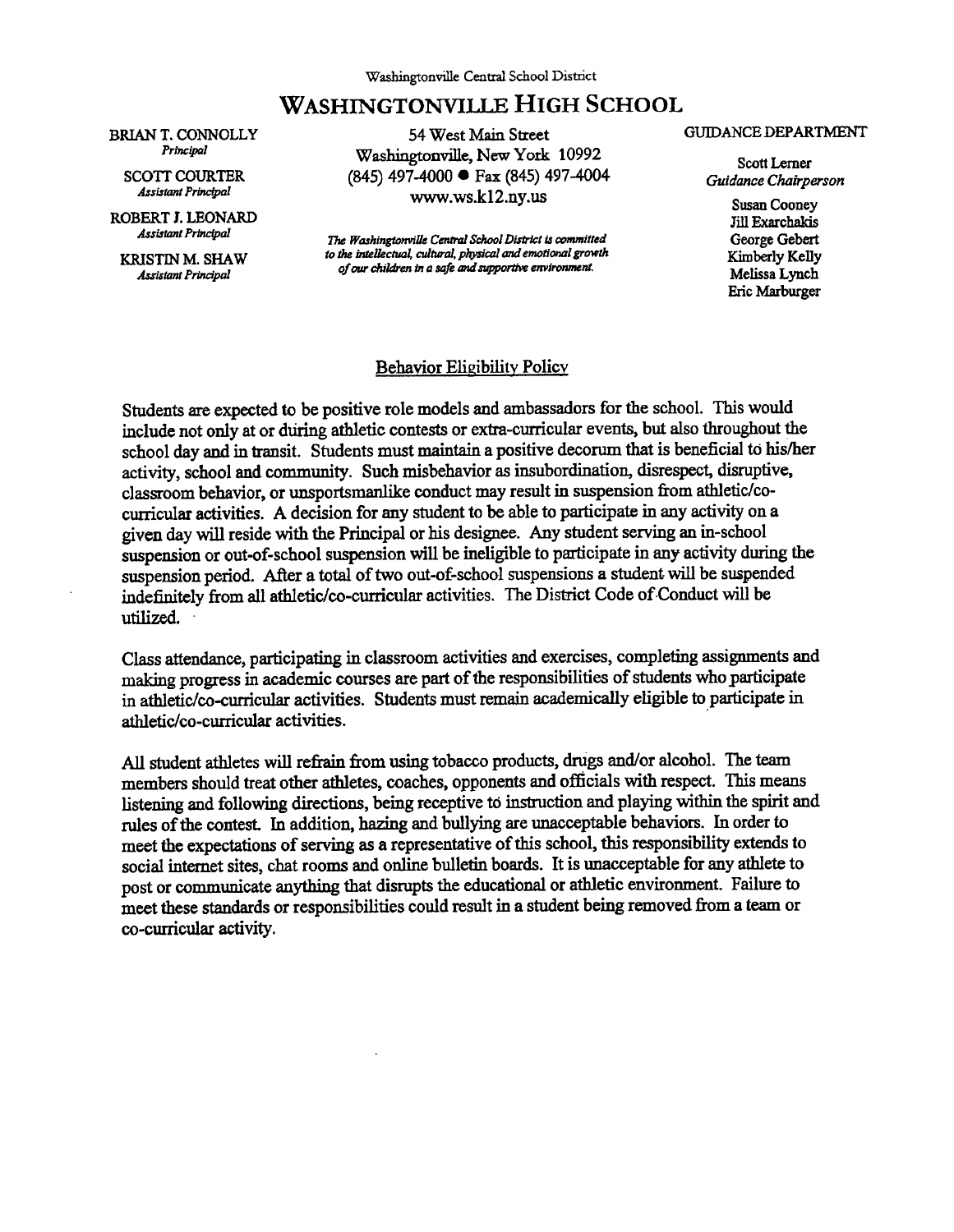Washingtonville Central School District

# WASHINGTONVILLE HIGH SCHOOL

BRIAN T. CONNOLLY
*Principal*

SCOTT COURTER
*Assistant Principal*

ROBERT J. LEONARD
*Assistant Principal*

KRISTIN M. SHAW
*Assistant Principal*

54 West Main Street
Washingtonville, New York 10992
(845) 497-4000 ● Fax (845) 497-4004
www.ws.k12.ny.us

*The Washingtonville Central School District is committed to the intellectual, cultural, physical and emotional growth of our children in a safe and supportive environment.*

GUIDANCE DEPARTMENT

Scott Lerner
*Guidance Chairperson*

Susan Cooney
Jill Exarchakis
George Gebert
Kimberly Kelly
Melissa Lynch
Eric Marburger

## Behavior Eligibility Policy

Students are expected to be positive role models and ambassadors for the school. This would include not only at or during athletic contests or extra-curricular events, but also throughout the school day and in transit. Students must maintain a positive decorum that is beneficial to his/her activity, school and community. Such misbehavior as insubordination, disrespect, disruptive, classroom behavior, or unsportsmanlike conduct may result in suspension from athletic/co-curricular activities. A decision for any student to be able to participate in any activity on a given day will reside with the Principal or his designee. Any student serving an in-school suspension or out-of-school suspension will be ineligible to participate in any activity during the suspension period. After a total of two out-of-school suspensions a student will be suspended indefinitely from all athletic/co-curricular activities. The District Code of Conduct will be utilized.

Class attendance, participating in classroom activities and exercises, completing assignments and making progress in academic courses are part of the responsibilities of students who participate in athletic/co-curricular activities. Students must remain academically eligible to participate in athletic/co-curricular activities.

All student athletes will refrain from using tobacco products, drugs and/or alcohol. The team members should treat other athletes, coaches, opponents and officials with respect. This means listening and following directions, being receptive to instruction and playing within the spirit and rules of the contest. In addition, hazing and bullying are unacceptable behaviors. In order to meet the expectations of serving as a representative of this school, this responsibility extends to social internet sites, chat rooms and online bulletin boards. It is unacceptable for any athlete to post or communicate anything that disrupts the educational or athletic environment. Failure to meet these standards or responsibilities could result in a student being removed from a team or co-curricular activity.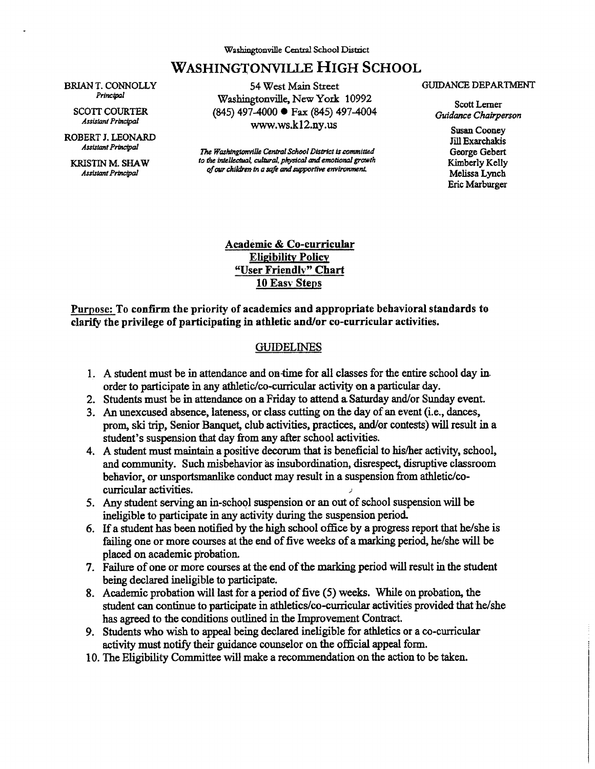Washingtonville Central School District

# WASHINGTONVILLE HIGH SCHOOL

BRIAN T. CONNOLLY
*Principal*

SCOTT COURTER
*Assistant Principal*

ROBERT J. LEONARD
*Assistant Principal*

KRISTIN M. SHAW
*Assistant Principal*

54 West Main Street
Washingtonville, New York 10992
(845) 497-4000 ● Fax (845) 497-4004
www.ws.k12.ny.us

*The Washingtonville Central School District is committed to the intellectual, cultural, physical and emotional growth of our children in a safe and supportive environment.*

GUIDANCE DEPARTMENT

Scott Lerner
*Guidance Chairperson*

Susan Cooney
Jill Exarchakis
George Gebert
Kimberly Kelly
Melissa Lynch
Eric Marburger

## Academic & Co-curricular Eligibility Policy "User Friendly" Chart 10 Easy Steps

**Purpose: To confirm the priority of academics and appropriate behavioral standards to clarify the privilege of participating in athletic and/or co-curricular activities.**

### GUIDELINES

1. A student must be in attendance and on-time for all classes for the entire school day in order to participate in any athletic/co-curricular activity on a particular day.
2. Students must be in attendance on a Friday to attend a Saturday and/or Sunday event.
3. An unexcused absence, lateness, or class cutting on the day of an event (i.e., dances, prom, ski trip, Senior Banquet, club activities, practices, and/or contests) will result in a student's suspension that day from any after school activities.
4. A student must maintain a positive decorum that is beneficial to his/her activity, school, and community. Such misbehavior as insubordination, disrespect, disruptive classroom behavior, or unsportsmanlike conduct may result in a suspension from athletic/co-curricular activities.
5. Any student serving an in-school suspension or an out of school suspension will be ineligible to participate in any activity during the suspension period.
6. If a student has been notified by the high school office by a progress report that he/she is failing one or more courses at the end of five weeks of a marking period, he/she will be placed on academic probation.
7. Failure of one or more courses at the end of the marking period will result in the student being declared ineligible to participate.
8. Academic probation will last for a period of five (5) weeks. While on probation, the student can continue to participate in athletics/co-curricular activities provided that he/she has agreed to the conditions outlined in the Improvement Contract.
9. Students who wish to appeal being declared ineligible for athletics or a co-curricular activity must notify their guidance counselor on the official appeal form.
10. The Eligibility Committee will make a recommendation on the action to be taken.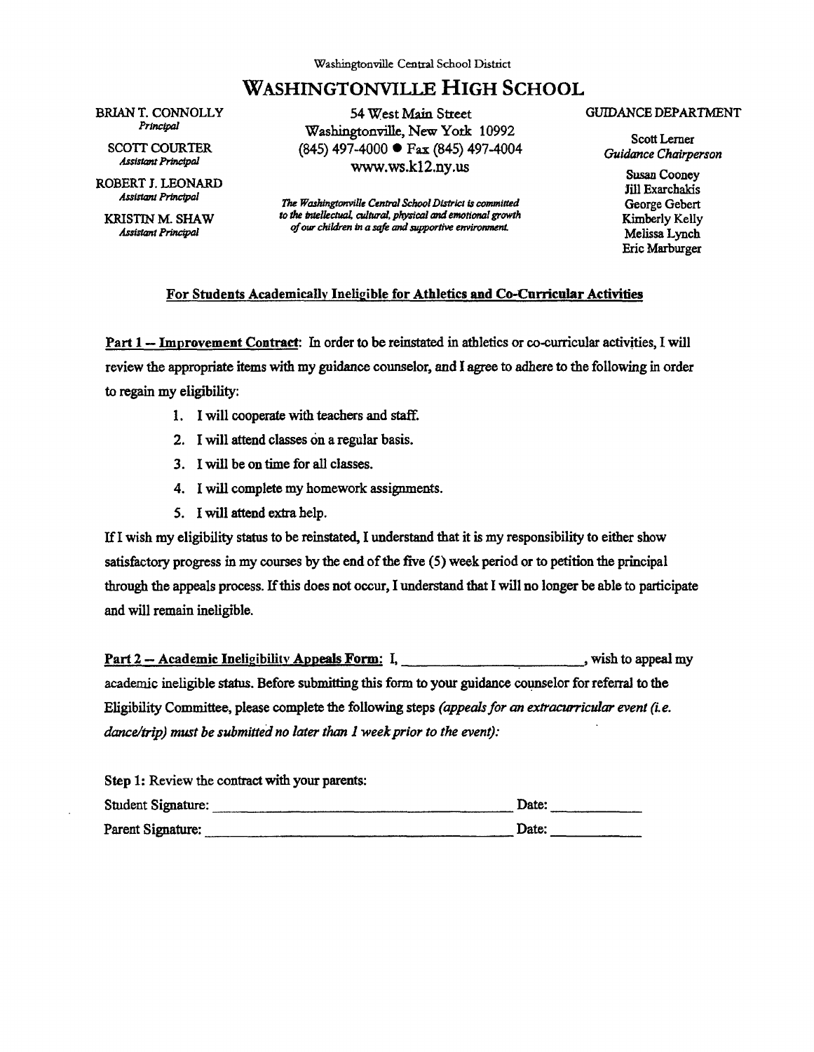Washingtonville Central School District

# WASHINGTONVILLE HIGH SCHOOL

BRIAN T. CONNOLLY
*Principal*

SCOTT COURTER
*Assistant Principal*

ROBERT J. LEONARD
*Assistant Principal*

KRISTIN M. SHAW
*Assistant Principal*

54 West Main Street
Washingtonville, New York 10992
(845) 497-4000 ● Fax (845) 497-4004
www.ws.k12.ny.us

*The Washingtonville Central School District is committed to the intellectual, cultural, physical and emotional growth of our children in a safe and supportive environment.*

GUIDANCE DEPARTMENT

Scott Lerner
*Guidance Chairperson*

Susan Cooney
Jill Exarchakis
George Gebert
Kimberly Kelly
Melissa Lynch
Eric Marburger

## For Students Academically Ineligible for Athletics and Co-Curricular Activities

**Part 1 – Improvement Contract**: In order to be reinstated in athletics or co-curricular activities, I will review the appropriate items with my guidance counselor, and I agree to adhere to the following in order to regain my eligibility:

1. I will cooperate with teachers and staff.
2. I will attend classes on a regular basis.
3. I will be on time for all classes.
4. I will complete my homework assignments.
5. I will attend extra help.

If I wish my eligibility status to be reinstated, I understand that it is my responsibility to either show satisfactory progress in my courses by the end of the five (5) week period or to petition the principal through the appeals process. If this does not occur, I understand that I will no longer be able to participate and will remain ineligible.

**Part 2 – Academic Ineligibility Appeals Form:** I, ________________________, wish to appeal my academic ineligible status. Before submitting this form to your guidance counselor for referral to the Eligibility Committee, please complete the following steps *(appeals for an extracurricular event (i.e. dance/trip) must be submitted no later than 1 week prior to the event):*

Step 1: Review the contract with your parents:

Student Signature: ________________________________________ Date: ___________

Parent Signature: ________________________________________ Date: ___________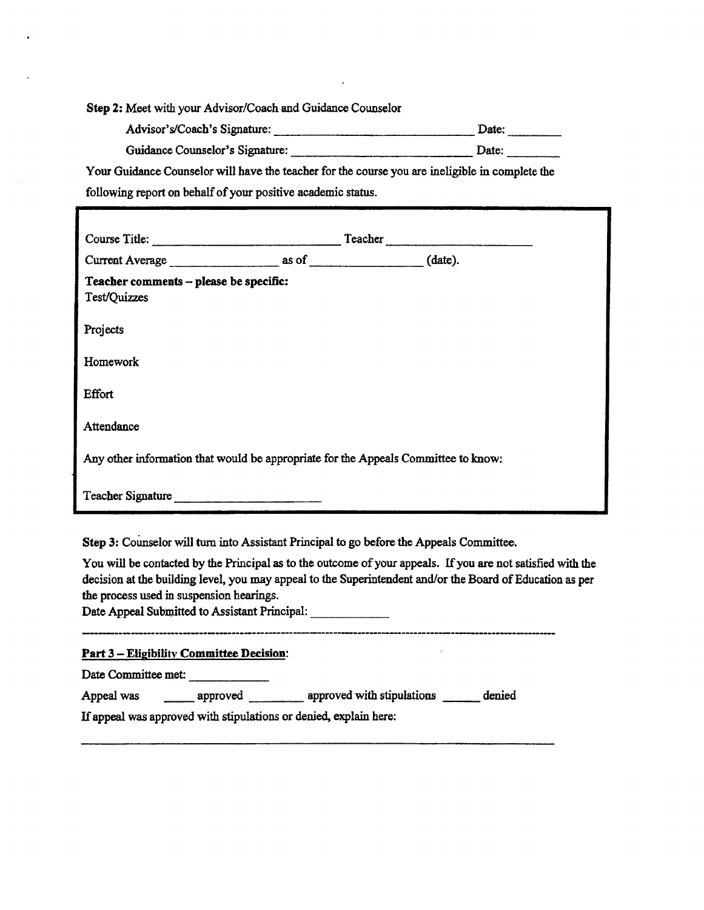**Step 2:** Meet with your Advisor/Coach and Guidance Counselor

Advisor's/Coach's Signature: ______________________________ Date: ________

Guidance Counselor's Signature: ____________________________ Date: ________

Your Guidance Counselor will have the teacher for the course you are ineligible in complete the following report on behalf of your positive academic status.

---

Course Title: ____________________________ Teacher ______________________

Current Average ________________ as of ________________ (date).

**Teacher comments – please be specific:**

Test/Quizzes

Projects

Homework

Effort

Attendance

Any other information that would be appropriate for the Appeals Committee to know:

Teacher Signature ______________________

---

**Step 3:** Counselor will turn into Assistant Principal to go before the Appeals Committee.

You will be contacted by the Principal as to the outcome of your appeals. If you are not satisfied with the decision at the building level, you may appeal to the Superintendent and/or the Board of Education as per the process used in suspension hearings.

Date Appeal Submitted to Assistant Principal: ____________

---

**Part 3 – Eligibility Committee Decision:**

Date Committee met: ____________

Appeal was _____ approved ________ approved with stipulations ______ denied

If appeal was approved with stipulations or denied, explain here:

______________________________________________________________________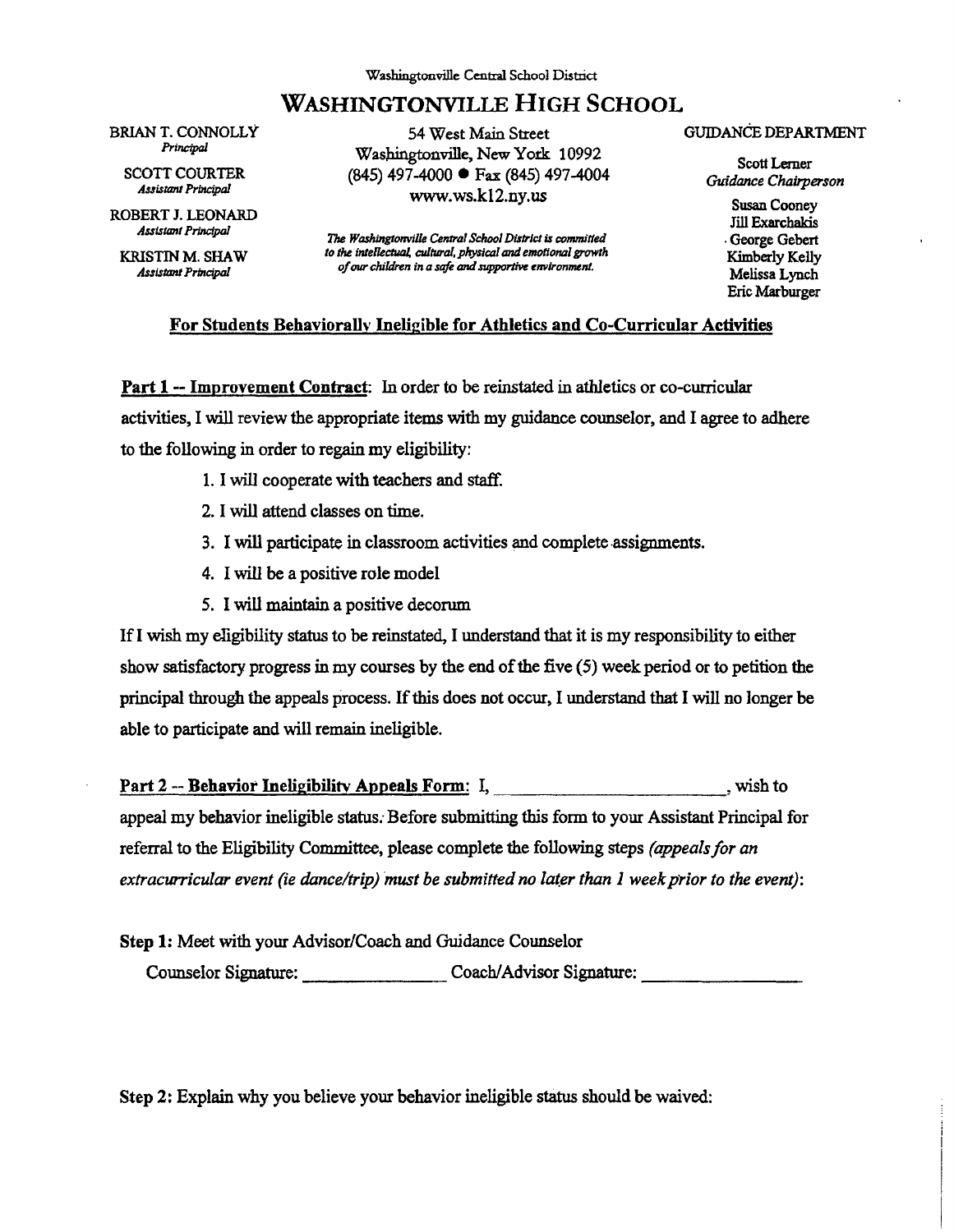Washingtonville Central School District

# WASHINGTONVILLE HIGH SCHOOL

BRIAN T. CONNOLLY
*Principal*

SCOTT COURTER
*Assistant Principal*

ROBERT J. LEONARD
*Assistant Principal*

KRISTIN M. SHAW
*Assistant Principal*

54 West Main Street
Washingtonville, New York 10992
(845) 497-4000 ● Fax (845) 497-4004
www.ws.k12.ny.us

*The Washingtonville Central School District is committed to the intellectual, cultural, physical and emotional growth of our children in a safe and supportive environment.*

GUIDANCE DEPARTMENT

Scott Lerner
*Guidance Chairperson*

Susan Cooney
Jill Exarchakis
George Gebert
Kimberly Kelly
Melissa Lynch
Eric Marburger

## For Students Behaviorally Ineligible for Athletics and Co-Curricular Activities

**Part 1 -- Improvement Contract**: In order to be reinstated in athletics or co-curricular activities, I will review the appropriate items with my guidance counselor, and I agree to adhere to the following in order to regain my eligibility:

1. I will cooperate with teachers and staff.
2. I will attend classes on time.
3. I will participate in classroom activities and complete assignments.
4. I will be a positive role model
5. I will maintain a positive decorum

If I wish my eligibility status to be reinstated, I understand that it is my responsibility to either show satisfactory progress in my courses by the end of the five (5) week period or to petition the principal through the appeals process. If this does not occur, I understand that I will no longer be able to participate and will remain ineligible.

**Part 2 -- Behavior Ineligibility Appeals Form**: I, \_\_\_\_\_\_\_\_\_\_\_\_\_\_\_\_\_\_\_\_\_\_\_\_\_, wish to appeal my behavior ineligible status. Before submitting this form to your Assistant Principal for referral to the Eligibility Committee, please complete the following steps *(appeals for an extracurricular event (ie dance/trip) must be submitted no later than 1 week prior to the event)*:

**Step 1:** Meet with your Advisor/Coach and Guidance Counselor

Counselor Signature: \_\_\_\_\_\_\_\_\_\_\_\_\_\_\_ Coach/Advisor Signature: \_\_\_\_\_\_\_\_\_\_\_\_\_\_\_\_\_

**Step 2:** Explain why you believe your behavior ineligible status should be waived: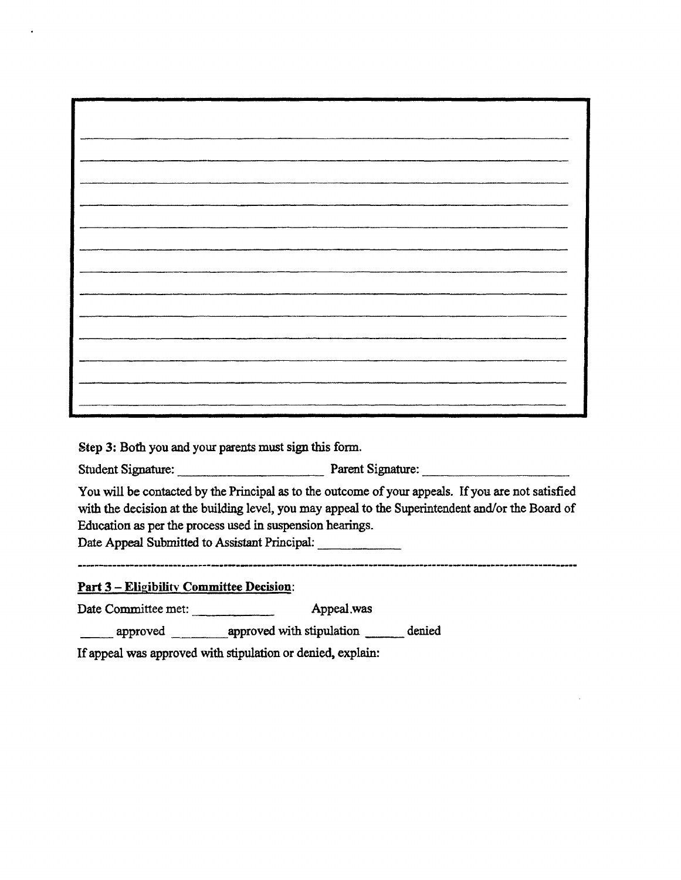Step 3: Both you and your parents must sign this form.

Student Signature: ____________________ Parent Signature: ____________________

You will be contacted by the Principal as to the outcome of your appeals. If you are not satisfied with the decision at the building level, you may appeal to the Superintendent and/or the Board of Education as per the process used in suspension hearings.

Date Appeal Submitted to Assistant Principal: ____________

---

**Part 3 – Eligibility Committee Decision**:

Date Committee met: ____________ Appeal was

_____ approved ________ approved with stipulation ______ denied

If appeal was approved with stipulation or denied, explain: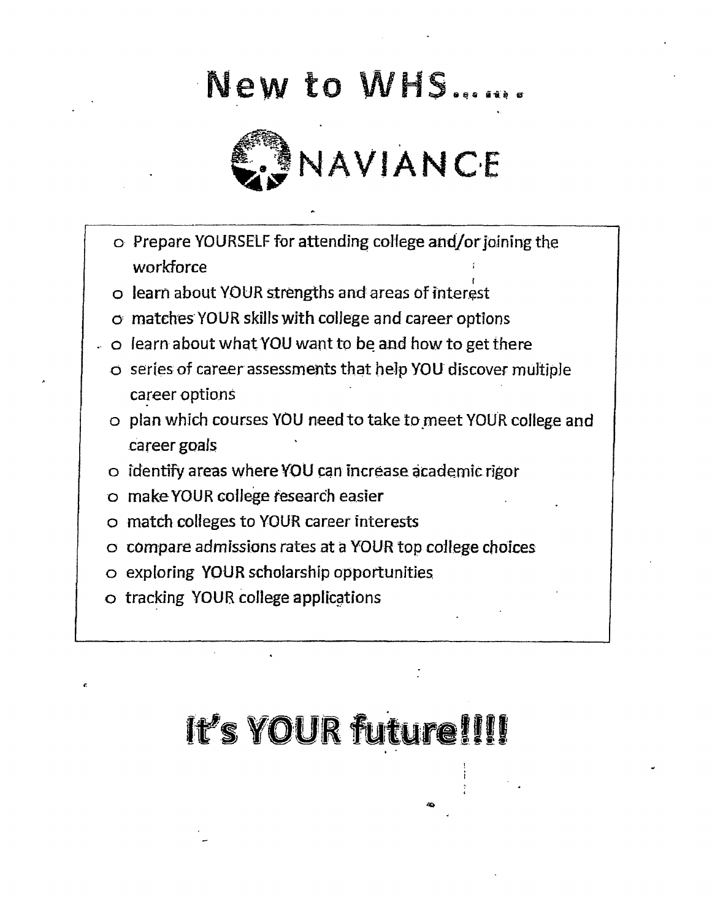# New to WHS……

## NAVIANCE

- Prepare YOURSELF for attending college and/or joining the workforce
- learn about YOUR strengths and areas of interest
- matches YOUR skills with college and career options
- learn about what YOU want to be and how to get there
- series of career assessments that help YOU discover multiple career options
- plan which courses YOU need to take to meet YOUR college and career goals
- identify areas where YOU can increase academic rigor
- make YOUR college research easier
- match colleges to YOUR career interests
- compare admissions rates at a YOUR top college choices
- exploring YOUR scholarship opportunities
- tracking YOUR college applications

# It's YOUR future!!!!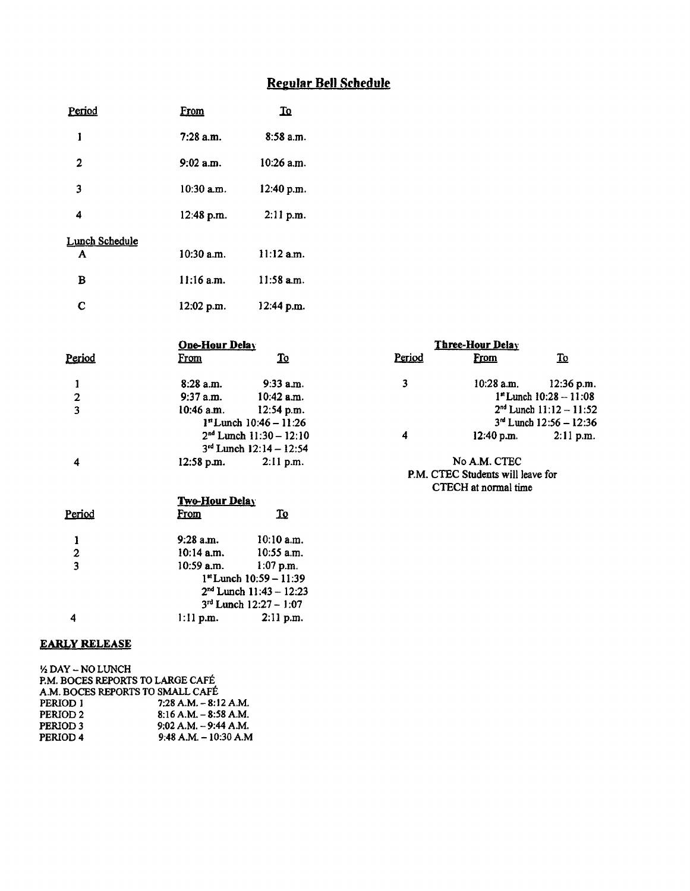## Regular Bell Schedule

| Period | From | To |
|---|---|---|
| 1 | 7:28 a.m. | 8:58 a.m. |
| 2 | 9:02 a.m. | 10:26 a.m. |
| 3 | 10:30 a.m. | 12:40 p.m. |
| 4 | 12:48 p.m. | 2:11 p.m. |
| **Lunch Schedule** | | |
| A | 10:30 a.m. | 11:12 a.m. |
| B | 11:16 a.m. | 11:58 a.m. |
| C | 12:02 p.m. | 12:44 p.m. |

### One-Hour Delay

| Period | From | To |
|---|---|---|
| 1 | 8:28 a.m. | 9:33 a.m. |
| 2 | 9:37 a.m. | 10:42 a.m. |
| 3 | 10:46 a.m. | 12:54 p.m. |
| | 1st Lunch 10:46 – 11:26 | |
| | 2nd Lunch 11:30 – 12:10 | |
| | 3rd Lunch 12:14 – 12:54 | |
| 4 | 12:58 p.m. | 2:11 p.m. |

### Three-Hour Delay

| Period | From | To |
|---|---|---|
| 3 | 10:28 a.m. | 12:36 p.m. |
| | 1st Lunch 10:28 – 11:08 | |
| | 2nd Lunch 11:12 – 11:52 | |
| | 3rd Lunch 12:56 – 12:36 | |
| 4 | 12:40 p.m. | 2:11 p.m. |

No A.M. CTEC
P.M. CTEC Students will leave for CTECH at normal time

### Two-Hour Delay

| Period | From | To |
|---|---|---|
| 1 | 9:28 a.m. | 10:10 a.m. |
| 2 | 10:14 a.m. | 10:55 a.m. |
| 3 | 10:59 a.m. | 1:07 p.m. |
| | 1st Lunch 10:59 – 11:39 | |
| | 2nd Lunch 11:43 – 12:23 | |
| | 3rd Lunch 12:27 – 1:07 | |
| 4 | 1:11 p.m. | 2:11 p.m. |

### EARLY RELEASE

½ DAY – NO LUNCH
P.M. BOCES REPORTS TO LARGE CAFÉ
A.M. BOCES REPORTS TO SMALL CAFÉ

| | |
|---|---|
| PERIOD 1 | 7:28 A.M. – 8:12 A.M. |
| PERIOD 2 | 8:16 A.M. – 8:58 A.M. |
| PERIOD 3 | 9:02 A.M. – 9:44 A.M. |
| PERIOD 4 | 9:48 A.M. – 10:30 A.M |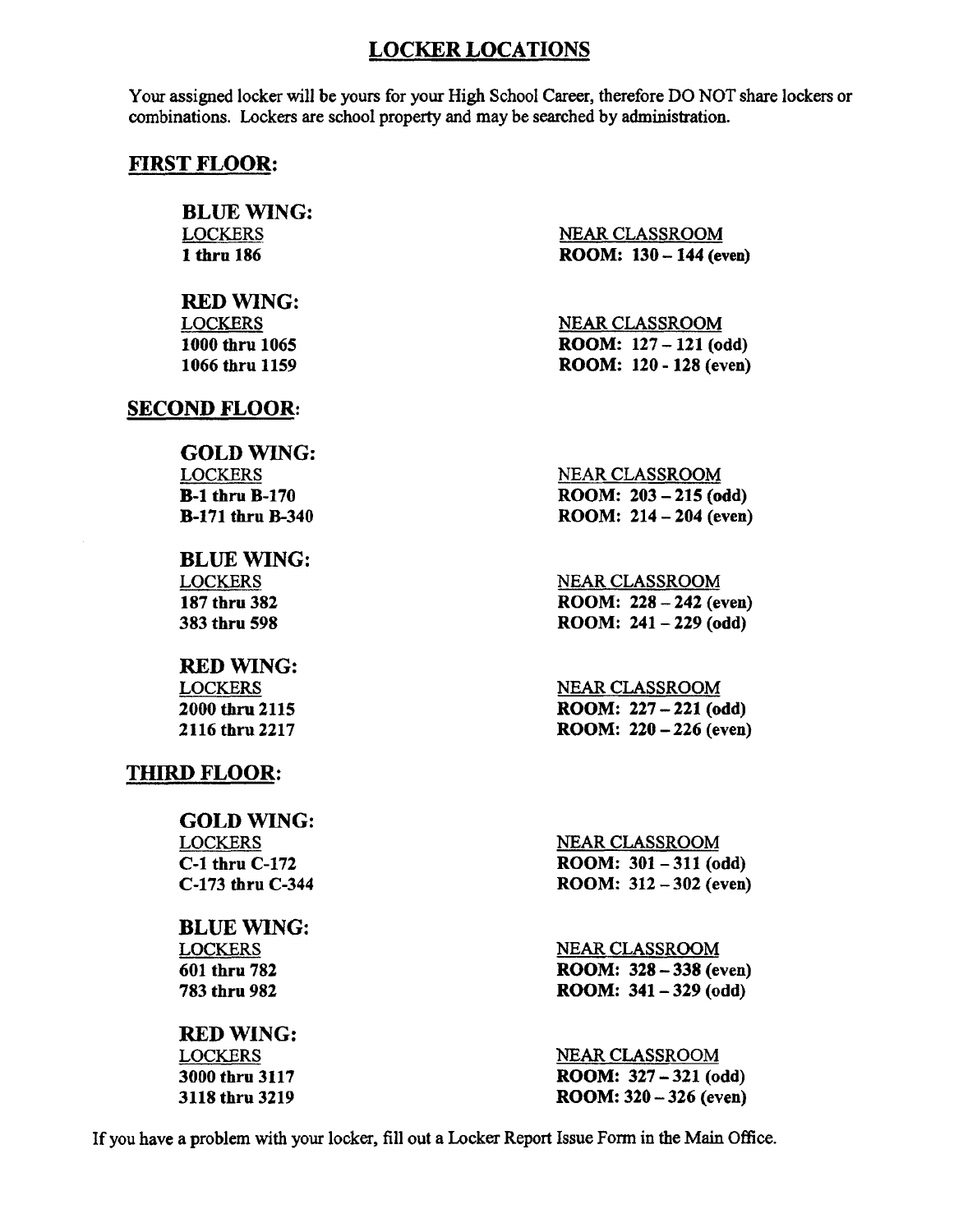# LOCKER LOCATIONS

Your assigned locker will be yours for your High School Career, therefore DO NOT share lockers or combinations. Lockers are school property and may be searched by administration.

## FIRST FLOOR:

### BLUE WING:

| LOCKERS | NEAR CLASSROOM |
|---|---|
| **1 thru 186** | **ROOM: 130 – 144 (even)** |

### RED WING:

| LOCKERS | NEAR CLASSROOM |
|---|---|
| **1000 thru 1065** | **ROOM: 127 – 121 (odd)** |
| **1066 thru 1159** | **ROOM: 120 - 128 (even)** |

## SECOND FLOOR:

### GOLD WING:

| LOCKERS | NEAR CLASSROOM |
|---|---|
| **B-1 thru B-170** | **ROOM: 203 – 215 (odd)** |
| **B-171 thru B-340** | **ROOM: 214 – 204 (even)** |

### BLUE WING:

| LOCKERS | NEAR CLASSROOM |
|---|---|
| **187 thru 382** | **ROOM: 228 – 242 (even)** |
| **383 thru 598** | **ROOM: 241 – 229 (odd)** |

### RED WING:

| LOCKERS | NEAR CLASSROOM |
|---|---|
| **2000 thru 2115** | **ROOM: 227 – 221 (odd)** |
| **2116 thru 2217** | **ROOM: 220 – 226 (even)** |

## THIRD FLOOR:

### GOLD WING:

| LOCKERS | NEAR CLASSROOM |
|---|---|
| **C-1 thru C-172** | **ROOM: 301 – 311 (odd)** |
| **C-173 thru C-344** | **ROOM: 312 – 302 (even)** |

### BLUE WING:

| LOCKERS | NEAR CLASSROOM |
|---|---|
| **601 thru 782** | **ROOM: 328 – 338 (even)** |
| **783 thru 982** | **ROOM: 341 – 329 (odd)** |

### RED WING:

| LOCKERS | NEAR CLASSROOM |
|---|---|
| **3000 thru 3117** | **ROOM: 327 – 321 (odd)** |
| **3118 thru 3219** | **ROOM: 320 – 326 (even)** |

If you have a problem with your locker, fill out a Locker Report Issue Form in the Main Office.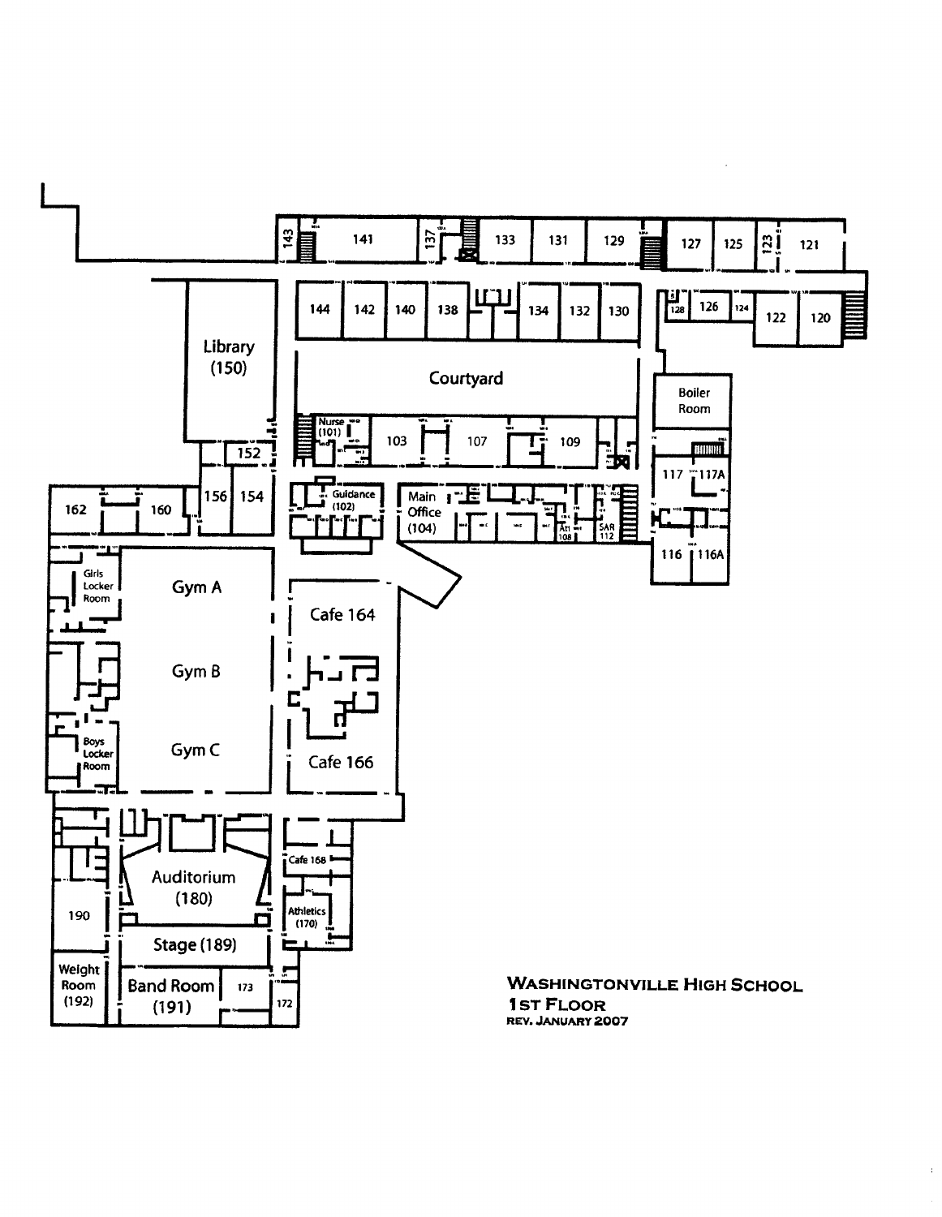# WASHINGTONVILLE HIGH SCHOOL
## 1ST FLOOR
REV. JANUARY 2007

143, 141, 137, 133, 131, 129, 127, 125, 123, 121

144, 142, 140, 138, 134, 132, 130, 128, 126, 124, 122, 120

Library (150)

Courtyard

Boiler Room

Nurse (101), 103, 107, 109

152, 156, 154

117, 117A

162, 160

Guidance (102)

Main Office (104), Att 108, SAR 112

116, 116A

Girls Locker Room

Gym A

Gym B

Gym C

Boys Locker Room

Cafe 164

Cafe 166

Cafe 168

Athletics (170)

Auditorium (180)

190

Stage (189)

Weight Room (192)

Band Room (191)

173

172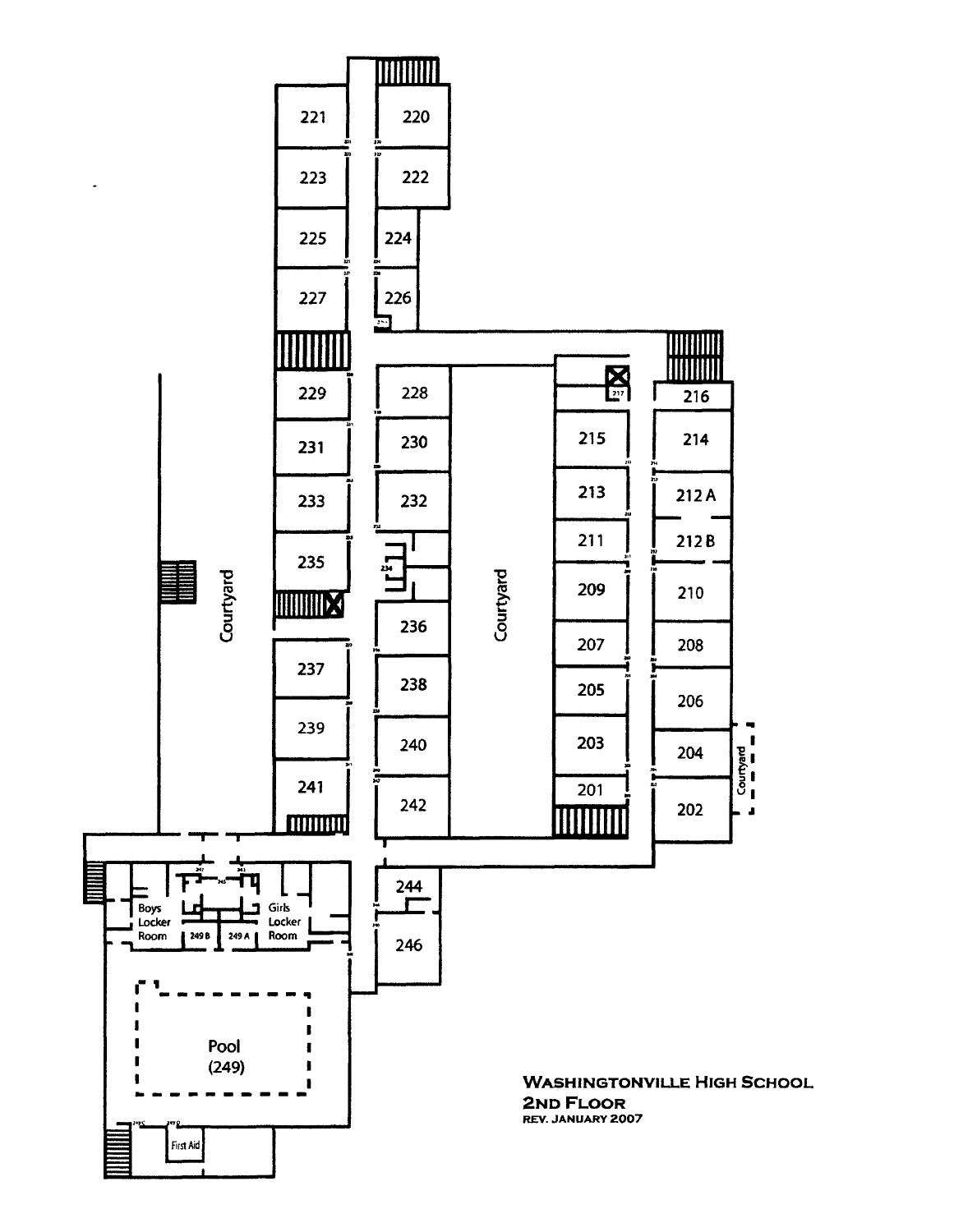# Washingtonville High School
## 2nd Floor
REV. JANUARY 2007

221
220
223
222
225
224
227
226
229
228
216
215
214
231
230
213
212 A
233
232
211
212 B
235
234
209
210
Courtyard
Courtyard
236
237
207
208
238
205
206
239
240
203
204
Courtyard
241
242
201
202
244
Boys Locker Room
249 B
249 A
Girls Locker Room
246
Pool (249)
First Aid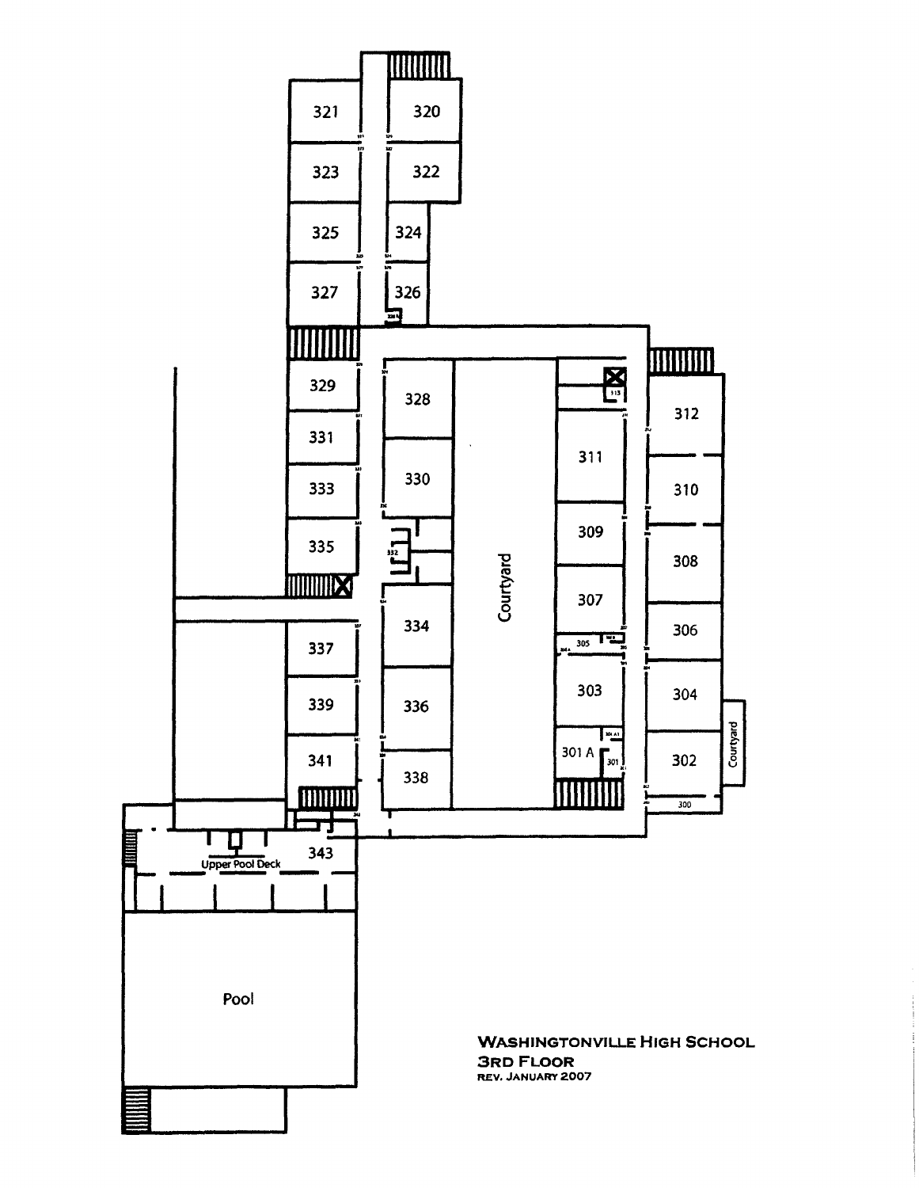321

320

323

322

325

324

327

326

329

328

312

311

331

330

310

333

309

308

335

332

Courtyard

334

307

306

337

305

303

304

339

336

341

338

301 A

301

302

Courtyard

300

343

Upper Pool Deck

Pool

**WASHINGTONVILLE HIGH SCHOOL**
**3RD FLOOR**
REV. JANUARY 2007